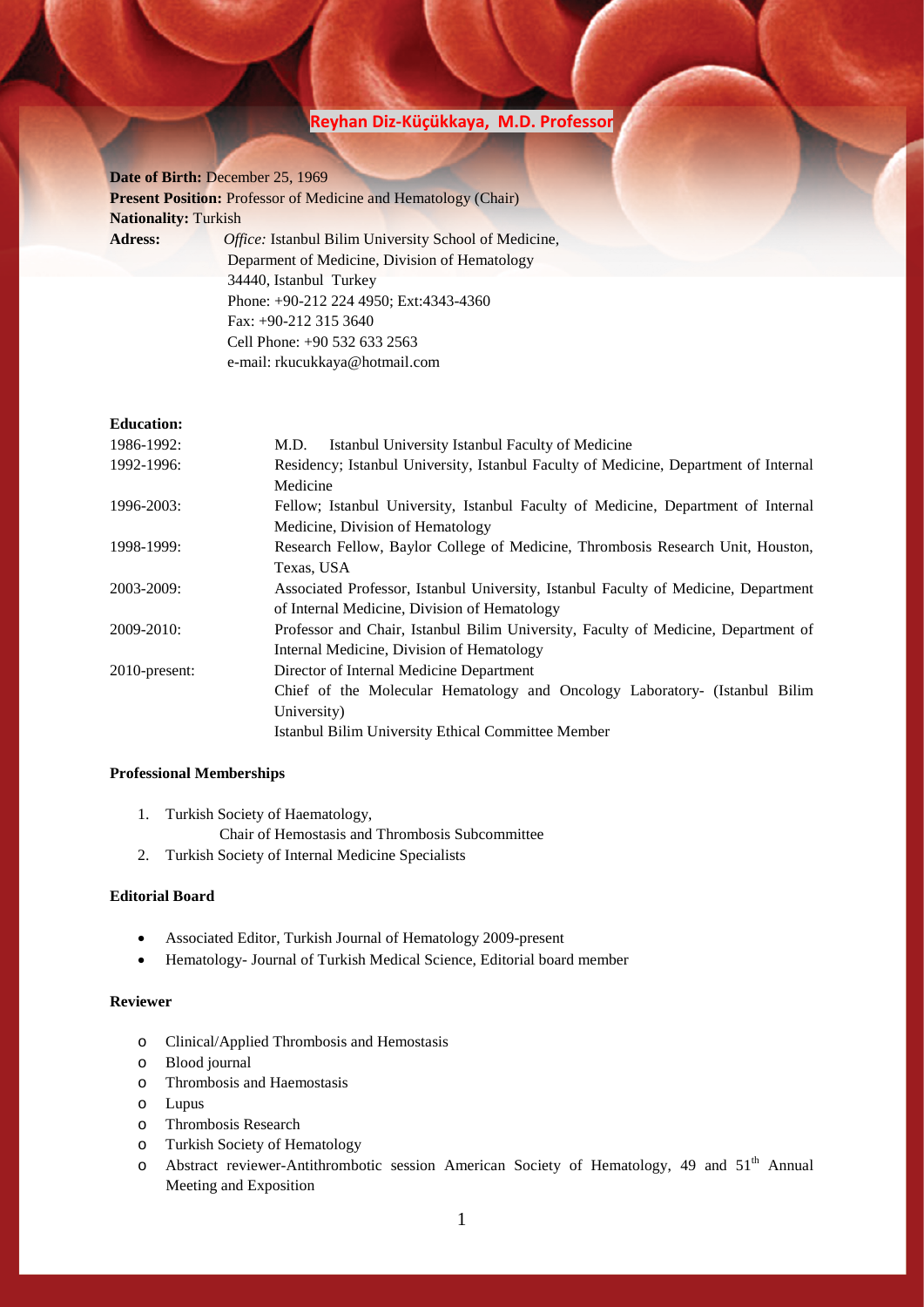# Reyhan Diz-Küçükkaya, M.D. Professor

**Date of Birth:** December 25, 1969
**Present Position:** Professor of Medicine and Hematology (Chair)
**Nationality:** Turkish
**Adress:** *Office:* Istanbul Bilim University School of Medicine,
Deparment of Medicine, Division of Hematology
34440, Istanbul Turkey
Phone: +90-212 224 4950; Ext:4343-4360
Fax: +90-212 315 3640
Cell Phone: +90 532 633 2563
e-mail: rkucukkaya@hotmail.com

**Education:**

| | |
|---|---|
| 1986-1992: | M.D. Istanbul University Istanbul Faculty of Medicine |
| 1992-1996: | Residency; Istanbul University, Istanbul Faculty of Medicine, Department of Internal Medicine |
| 1996-2003: | Fellow; Istanbul University, Istanbul Faculty of Medicine, Department of Internal Medicine, Division of Hematology |
| 1998-1999: | Research Fellow, Baylor College of Medicine, Thrombosis Research Unit, Houston, Texas, USA |
| 2003-2009: | Associated Professor, Istanbul University, Istanbul Faculty of Medicine, Department of Internal Medicine, Division of Hematology |
| 2009-2010: | Professor and Chair, Istanbul Bilim University, Faculty of Medicine, Department of Internal Medicine, Division of Hematology |
| 2010-present: | Director of Internal Medicine Department<br>Chief of the Molecular Hematology and Oncology Laboratory- (Istanbul Bilim University)<br>Istanbul Bilim University Ethical Committee Member |

**Professional Memberships**

1. Turkish Society of Haematology,
   Chair of Hemostasis and Thrombosis Subcommittee
2. Turkish Society of Internal Medicine Specialists

**Editorial Board**

- Associated Editor, Turkish Journal of Hematology 2009-present
- Hematology- Journal of Turkish Medical Science, Editorial board member

**Reviewer**

- Clinical/Applied Thrombosis and Hemostasis
- Blood journal
- Thrombosis and Haemostasis
- Lupus
- Thrombosis Research
- Turkish Society of Hematology
- Abstract reviewer-Antithrombotic session American Society of Hematology, 49 and 51th Annual Meeting and Exposition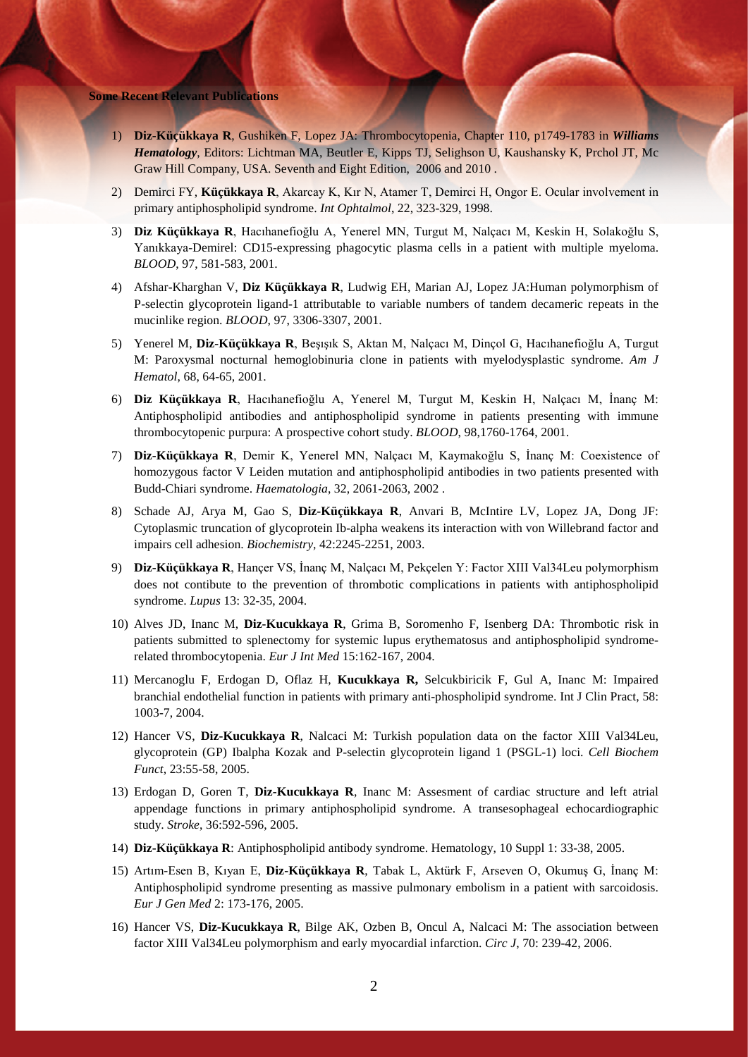**Some Recent Relevant Publications**

1) **Diz-Küçükkaya R**, Gushiken F, Lopez JA: Thrombocytopenia, Chapter 110, p1749-1783 in ***Williams Hematology***, Editors: Lichtman MA, Beutler E, Kipps TJ, Selighson U, Kaushansky K, Prchol JT, Mc Graw Hill Company, USA. Seventh and Eight Edition, 2006 and 2010 .

2) Demirci FY, **Küçükkaya R**, Akarcay K, Kır N, Atamer T, Demirci H, Ongor E. Ocular involvement in primary antiphospholipid syndrome. *Int Ophtalmol*, 22, 323-329, 1998.

3) **Diz Küçükkaya R**, Hacıhanefioğlu A, Yenerel MN, Turgut M, Nalçacı M, Keskin H, Solakoğlu S, Yanıkkaya-Demirel: CD15-expressing phagocytic plasma cells in a patient with multiple myeloma. *BLOOD*, 97, 581-583, 2001.

4) Afshar-Kharghan V, **Diz Küçükkaya R**, Ludwig EH, Marian AJ, Lopez JA:Human polymorphism of P-selectin glycoprotein ligand-1 attributable to variable numbers of tandem decameric repeats in the mucinlike region. *BLOOD*, 97, 3306-3307, 2001.

5) Yenerel M, **Diz-Küçükkaya R**, Beşışık S, Aktan M, Nalçacı M, Dinçol G, Hacıhanefioğlu A, Turgut M: Paroxysmal nocturnal hemoglobinuria clone in patients with myelodysplastic syndrome. *Am J Hematol*, 68, 64-65, 2001.

6) **Diz Küçükkaya R**, Hacıhanefioğlu A, Yenerel M, Turgut M, Keskin H, Nalçacı M, İnanç M: Antiphospholipid antibodies and antiphospholipid syndrome in patients presenting with immune thrombocytopenic purpura: A prospective cohort study. *BLOOD*, 98,1760-1764, 2001.

7) **Diz-Küçükkaya R**, Demir K, Yenerel MN, Nalçacı M, Kaymakoğlu S, İnanç M: Coexistence of homozygous factor V Leiden mutation and antiphospholipid antibodies in two patients presented with Budd-Chiari syndrome. *Haematologia*, 32, 2061-2063, 2002 .

8) Schade AJ, Arya M, Gao S, **Diz-Küçükkaya R**, Anvari B, McIntire LV, Lopez JA, Dong JF: Cytoplasmic truncation of glycoprotein Ib-alpha weakens its interaction with von Willebrand factor and impairs cell adhesion. *Biochemistry*, 42:2245-2251, 2003.

9) **Diz-Küçükkaya R**, Hançer VS, İnanç M, Nalçacı M, Pekçelen Y: Factor XIII Val34Leu polymorphism does not contibute to the prevention of thrombotic complications in patients with antiphospholipid syndrome. *Lupus* 13: 32-35, 2004.

10) Alves JD, Inanc M, **Diz-Kucukkaya R**, Grima B, Soromenho F, Isenberg DA: Thrombotic risk in patients submitted to splenectomy for systemic lupus erythematosus and antiphospholipid syndrome-related thrombocytopenia. *Eur J Int Med* 15:162-167, 2004.

11) Mercanoglu F, Erdogan D, Oflaz H, **Kucukkaya R,** Selcukbiricik F, Gul A, Inanc M: Impaired branchial endothelial function in patients with primary anti-phospholipid syndrome. Int J Clin Pract, 58: 1003-7, 2004.

12) Hancer VS, **Diz-Kucukkaya R**, Nalcaci M: Turkish population data on the factor XIII Val34Leu, glycoprotein (GP) Ibalpha Kozak and P-selectin glycoprotein ligand 1 (PSGL-1) loci. *Cell Biochem Funct*, 23:55-58, 2005.

13) Erdogan D, Goren T, **Diz-Kucukkaya R**, Inanc M: Assesment of cardiac structure and left atrial appendage functions in primary antiphospholipid syndrome. A transesophageal echocardiographic study. *Stroke*, 36:592-596, 2005.

14) **Diz-Küçükkaya R**: Antiphospholipid antibody syndrome. Hematology, 10 Suppl 1: 33-38, 2005.

15) Artım-Esen B, Kıyan E, **Diz-Küçükkaya R**, Tabak L, Aktürk F, Arseven O, Okumuş G, İnanç M: Antiphospholipid syndrome presenting as massive pulmonary embolism in a patient with sarcoidosis. *Eur J Gen Med* 2: 173-176, 2005.

16) Hancer VS, **Diz-Kucukkaya R**, Bilge AK, Ozben B, Oncul A, Nalcaci M: The association between factor XIII Val34Leu polymorphism and early myocardial infarction. *Circ J*, 70: 239-42, 2006.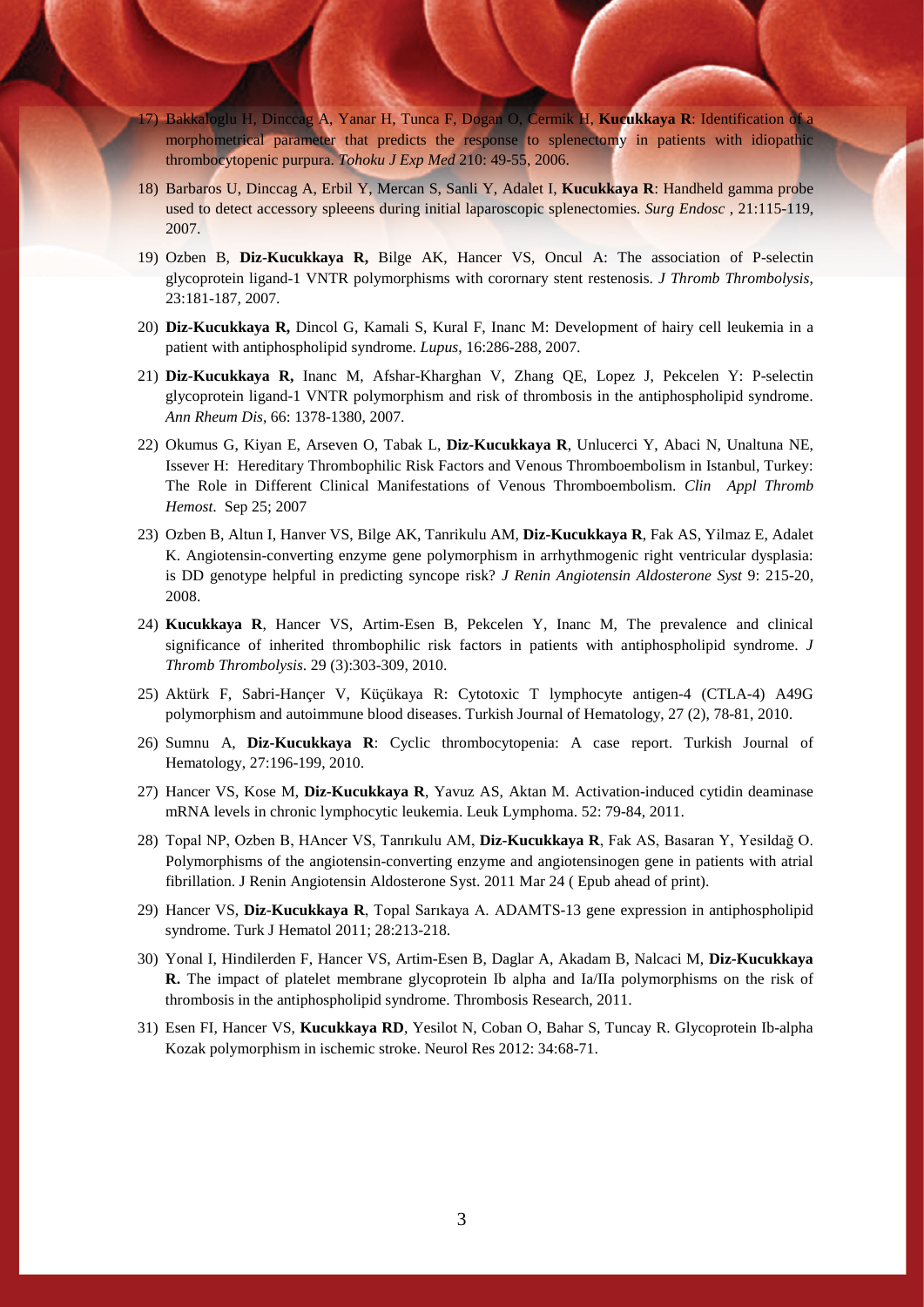17) Bakkaloglu H, Dinccag A, Yanar H, Tunca F, Dogan O, Cermik H, **Kucukkaya R**: Identification of a morphometrical parameter that predicts the response to splenectomy in patients with idiopathic thrombocytopenic purpura. *Tohoku J Exp Med* 210: 49-55, 2006.

18) Barbaros U, Dinccag A, Erbil Y, Mercan S, Sanli Y, Adalet I, **Kucukkaya R**: Handheld gamma probe used to detect accessory spleeens during initial laparoscopic splenectomies. *Surg Endosc* , 21:115-119, 2007.

19) Ozben B, **Diz-Kucukkaya R,** Bilge AK, Hancer VS, Oncul A: The association of P-selectin glycoprotein ligand-1 VNTR polymorphisms with corornary stent restenosis. *J Thromb Thrombolysis*, 23:181-187, 2007.

20) **Diz-Kucukkaya R,** Dincol G, Kamali S, Kural F, Inanc M: Development of hairy cell leukemia in a patient with antiphospholipid syndrome. *Lupus*, 16:286-288, 2007.

21) **Diz-Kucukkaya R,** Inanc M, Afshar-Kharghan V, Zhang QE, Lopez J, Pekcelen Y: P-selectin glycoprotein ligand-1 VNTR polymorphism and risk of thrombosis in the antiphospholipid syndrome. *Ann Rheum Dis*, 66: 1378-1380, 2007.

22) Okumus G, Kiyan E, Arseven O, Tabak L, **Diz-Kucukkaya R**, Unlucerci Y, Abaci N, Unaltuna NE, Issever H: Hereditary Thrombophilic Risk Factors and Venous Thromboembolism in Istanbul, Turkey: The Role in Different Clinical Manifestations of Venous Thromboembolism. *Clin Appl Thromb Hemost.* Sep 25; 2007

23) Ozben B, Altun I, Hanver VS, Bilge AK, Tanrikulu AM, **Diz-Kucukkaya R**, Fak AS, Yilmaz E, Adalet K. Angiotensin-converting enzyme gene polymorphism in arrhythmogenic right ventricular dysplasia: is DD genotype helpful in predicting syncope risk? *J Renin Angiotensin Aldosterone Syst* 9: 215-20, 2008.

24) **Kucukkaya R**, Hancer VS, Artim-Esen B, Pekcelen Y, Inanc M, The prevalence and clinical significance of inherited thrombophilic risk factors in patients with antiphospholipid syndrome. *J Thromb Thrombolysis.* 29 (3):303-309, 2010.

25) Aktürk F, Sabri-Hançer V, Küçükaya R: Cytotoxic T lymphocyte antigen-4 (CTLA-4) A49G polymorphism and autoimmune blood diseases. Turkish Journal of Hematology, 27 (2), 78-81, 2010.

26) Sumnu A, **Diz-Kucukkaya R**: Cyclic thrombocytopenia: A case report. Turkish Journal of Hematology, 27:196-199, 2010.

27) Hancer VS, Kose M, **Diz-Kucukkaya R**, Yavuz AS, Aktan M. Activation-induced cytidin deaminase mRNA levels in chronic lymphocytic leukemia. Leuk Lymphoma. 52: 79-84, 2011.

28) Topal NP, Ozben B, HAncer VS, Tanrıkulu AM, **Diz-Kucukkaya R**, Fak AS, Basaran Y, Yesildağ O. Polymorphisms of the angiotensin-converting enzyme and angiotensinogen gene in patients with atrial fibrillation. J Renin Angiotensin Aldosterone Syst. 2011 Mar 24 ( Epub ahead of print).

29) Hancer VS, **Diz-Kucukkaya R**, Topal Sarıkaya A. ADAMTS-13 gene expression in antiphospholipid syndrome. Turk J Hematol 2011; 28:213-218.

30) Yonal I, Hindilerden F, Hancer VS, Artim-Esen B, Daglar A, Akadam B, Nalcaci M, **Diz-Kucukkaya R.** The impact of platelet membrane glycoprotein Ib alpha and Ia/IIa polymorphisms on the risk of thrombosis in the antiphospholipid syndrome. Thrombosis Research, 2011.

31) Esen FI, Hancer VS, **Kucukkaya RD**, Yesilot N, Coban O, Bahar S, Tuncay R. Glycoprotein Ib-alpha Kozak polymorphism in ischemic stroke. Neurol Res 2012: 34:68-71.